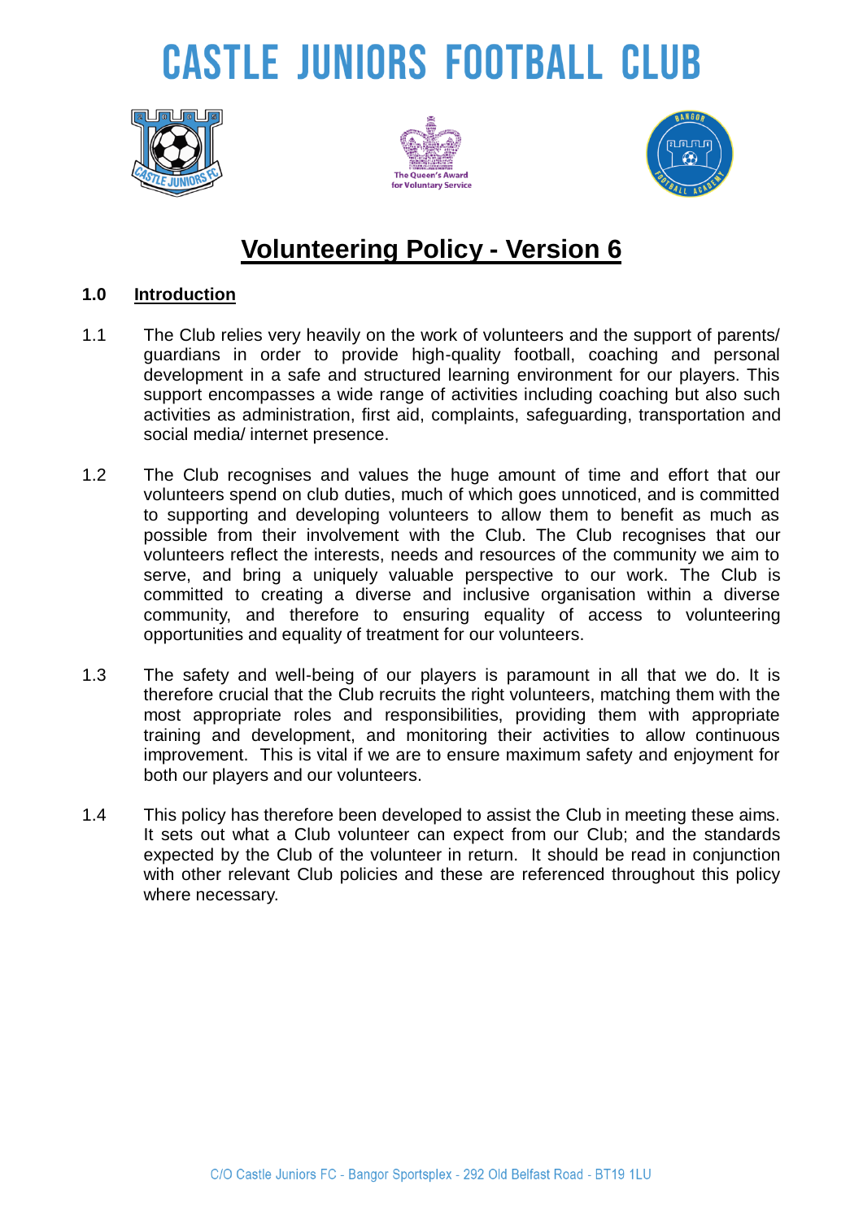# CASTLE JUNIORS FOOTBALL CLUB

## Volunteering Policy - Version 6

### 1.0 Introduction

1.1 The Club relies very heavily on the work of volunteers and the support of parents/ guardians in order to provide high-quality football, coaching and personal development in a safe and structured learning environment for our players. This support encompasses a wide range of activities including coaching but also such activities as administration, first aid, complaints, safeguarding, transportation and social media/ internet presence.

1.2 The Club recognises and values the huge amount of time and effort that our volunteers spend on club duties, much of which goes unnoticed, and is committed to supporting and developing volunteers to allow them to benefit as much as possible from their involvement with the Club. The Club recognises that our volunteers reflect the interests, needs and resources of the community we aim to serve, and bring a uniquely valuable perspective to our work. The Club is committed to creating a diverse and inclusive organisation within a diverse community, and therefore to ensuring equality of access to volunteering opportunities and equality of treatment for our volunteers.

1.3 The safety and well-being of our players is paramount in all that we do. It is therefore crucial that the Club recruits the right volunteers, matching them with the most appropriate roles and responsibilities, providing them with appropriate training and development, and monitoring their activities to allow continuous improvement. This is vital if we are to ensure maximum safety and enjoyment for both our players and our volunteers.

1.4 This policy has therefore been developed to assist the Club in meeting these aims. It sets out what a Club volunteer can expect from our Club; and the standards expected by the Club of the volunteer in return. It should be read in conjunction with other relevant Club policies and these are referenced throughout this policy where necessary.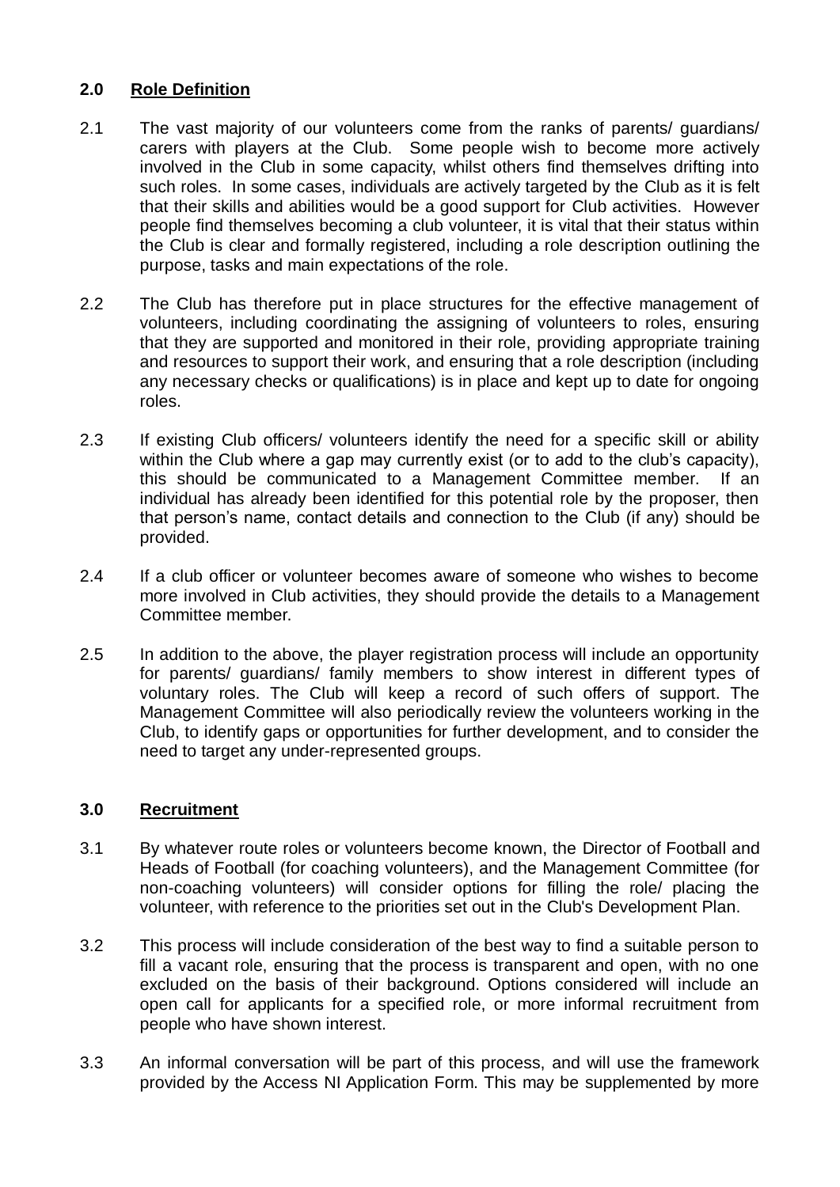## 2.0 Role Definition

2.1 The vast majority of our volunteers come from the ranks of parents/ guardians/ carers with players at the Club. Some people wish to become more actively involved in the Club in some capacity, whilst others find themselves drifting into such roles. In some cases, individuals are actively targeted by the Club as it is felt that their skills and abilities would be a good support for Club activities. However people find themselves becoming a club volunteer, it is vital that their status within the Club is clear and formally registered, including a role description outlining the purpose, tasks and main expectations of the role.

2.2 The Club has therefore put in place structures for the effective management of volunteers, including coordinating the assigning of volunteers to roles, ensuring that they are supported and monitored in their role, providing appropriate training and resources to support their work, and ensuring that a role description (including any necessary checks or qualifications) is in place and kept up to date for ongoing roles.

2.3 If existing Club officers/ volunteers identify the need for a specific skill or ability within the Club where a gap may currently exist (or to add to the club's capacity), this should be communicated to a Management Committee member. If an individual has already been identified for this potential role by the proposer, then that person's name, contact details and connection to the Club (if any) should be provided.

2.4 If a club officer or volunteer becomes aware of someone who wishes to become more involved in Club activities, they should provide the details to a Management Committee member.

2.5 In addition to the above, the player registration process will include an opportunity for parents/ guardians/ family members to show interest in different types of voluntary roles. The Club will keep a record of such offers of support. The Management Committee will also periodically review the volunteers working in the Club, to identify gaps or opportunities for further development, and to consider the need to target any under-represented groups.

## 3.0 Recruitment

3.1 By whatever route roles or volunteers become known, the Director of Football and Heads of Football (for coaching volunteers), and the Management Committee (for non-coaching volunteers) will consider options for filling the role/ placing the volunteer, with reference to the priorities set out in the Club's Development Plan.

3.2 This process will include consideration of the best way to find a suitable person to fill a vacant role, ensuring that the process is transparent and open, with no one excluded on the basis of their background. Options considered will include an open call for applicants for a specified role, or more informal recruitment from people who have shown interest.

3.3 An informal conversation will be part of this process, and will use the framework provided by the Access NI Application Form. This may be supplemented by more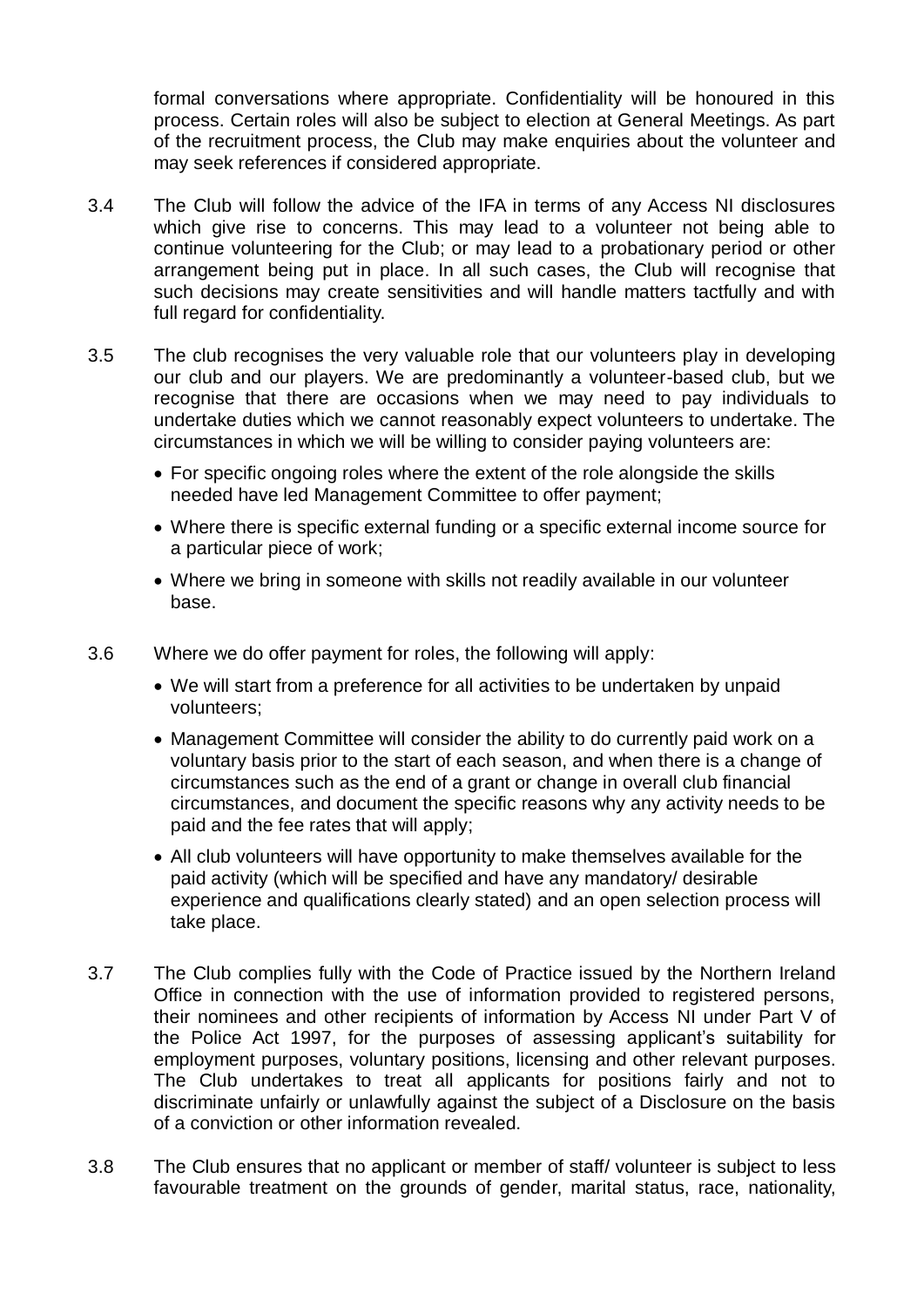formal conversations where appropriate. Confidentiality will be honoured in this process. Certain roles will also be subject to election at General Meetings. As part of the recruitment process, the Club may make enquiries about the volunteer and may seek references if considered appropriate.

3.4 The Club will follow the advice of the IFA in terms of any Access NI disclosures which give rise to concerns. This may lead to a volunteer not being able to continue volunteering for the Club; or may lead to a probationary period or other arrangement being put in place. In all such cases, the Club will recognise that such decisions may create sensitivities and will handle matters tactfully and with full regard for confidentiality.

3.5 The club recognises the very valuable role that our volunteers play in developing our club and our players. We are predominantly a volunteer-based club, but we recognise that there are occasions when we may need to pay individuals to undertake duties which we cannot reasonably expect volunteers to undertake. The circumstances in which we will be willing to consider paying volunteers are:

- For specific ongoing roles where the extent of the role alongside the skills needed have led Management Committee to offer payment;
- Where there is specific external funding or a specific external income source for a particular piece of work;
- Where we bring in someone with skills not readily available in our volunteer base.

3.6 Where we do offer payment for roles, the following will apply:

- We will start from a preference for all activities to be undertaken by unpaid volunteers;
- Management Committee will consider the ability to do currently paid work on a voluntary basis prior to the start of each season, and when there is a change of circumstances such as the end of a grant or change in overall club financial circumstances, and document the specific reasons why any activity needs to be paid and the fee rates that will apply;
- All club volunteers will have opportunity to make themselves available for the paid activity (which will be specified and have any mandatory/ desirable experience and qualifications clearly stated) and an open selection process will take place.

3.7 The Club complies fully with the Code of Practice issued by the Northern Ireland Office in connection with the use of information provided to registered persons, their nominees and other recipients of information by Access NI under Part V of the Police Act 1997, for the purposes of assessing applicant's suitability for employment purposes, voluntary positions, licensing and other relevant purposes. The Club undertakes to treat all applicants for positions fairly and not to discriminate unfairly or unlawfully against the subject of a Disclosure on the basis of a conviction or other information revealed.

3.8 The Club ensures that no applicant or member of staff/ volunteer is subject to less favourable treatment on the grounds of gender, marital status, race, nationality,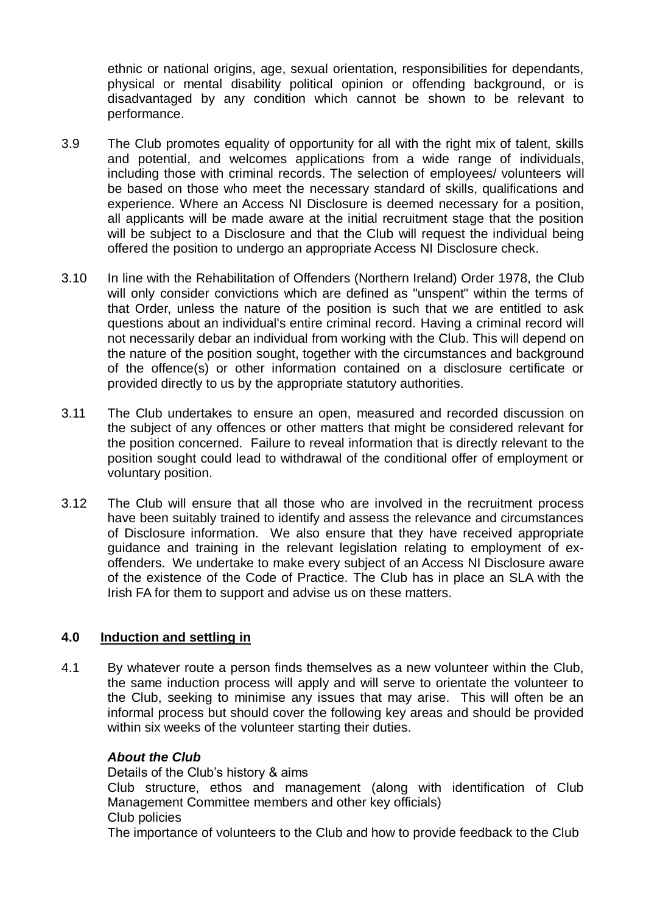ethnic or national origins, age, sexual orientation, responsibilities for dependants, physical or mental disability political opinion or offending background, or is disadvantaged by any condition which cannot be shown to be relevant to performance.

3.9 The Club promotes equality of opportunity for all with the right mix of talent, skills and potential, and welcomes applications from a wide range of individuals, including those with criminal records. The selection of employees/ volunteers will be based on those who meet the necessary standard of skills, qualifications and experience. Where an Access NI Disclosure is deemed necessary for a position, all applicants will be made aware at the initial recruitment stage that the position will be subject to a Disclosure and that the Club will request the individual being offered the position to undergo an appropriate Access NI Disclosure check.

3.10 In line with the Rehabilitation of Offenders (Northern Ireland) Order 1978, the Club will only consider convictions which are defined as "unspent" within the terms of that Order, unless the nature of the position is such that we are entitled to ask questions about an individual's entire criminal record. Having a criminal record will not necessarily debar an individual from working with the Club. This will depend on the nature of the position sought, together with the circumstances and background of the offence(s) or other information contained on a disclosure certificate or provided directly to us by the appropriate statutory authorities.

3.11 The Club undertakes to ensure an open, measured and recorded discussion on the subject of any offences or other matters that might be considered relevant for the position concerned. Failure to reveal information that is directly relevant to the position sought could lead to withdrawal of the conditional offer of employment or voluntary position.

3.12 The Club will ensure that all those who are involved in the recruitment process have been suitably trained to identify and assess the relevance and circumstances of Disclosure information. We also ensure that they have received appropriate guidance and training in the relevant legislation relating to employment of ex-offenders. We undertake to make every subject of an Access NI Disclosure aware of the existence of the Code of Practice. The Club has in place an SLA with the Irish FA for them to support and advise us on these matters.

## 4.0 Induction and settling in

4.1 By whatever route a person finds themselves as a new volunteer within the Club, the same induction process will apply and will serve to orientate the volunteer to the Club, seeking to minimise any issues that may arise. This will often be an informal process but should cover the following key areas and should be provided within six weeks of the volunteer starting their duties.

***About the Club***

Details of the Club's history & aims

Club structure, ethos and management (along with identification of Club Management Committee members and other key officials)

Club policies

The importance of volunteers to the Club and how to provide feedback to the Club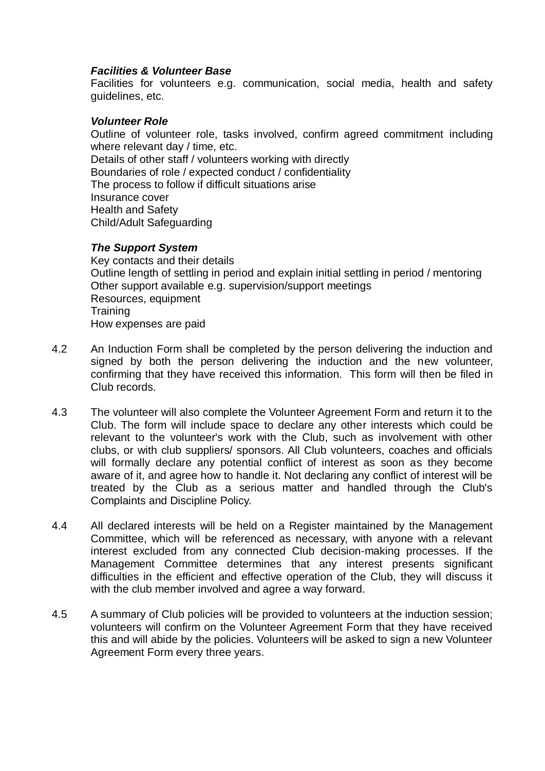***Facilities & Volunteer Base***

Facilities for volunteers e.g. communication, social media, health and safety guidelines, etc.

***Volunteer Role***

Outline of volunteer role, tasks involved, confirm agreed commitment including where relevant day / time, etc.
Details of other staff / volunteers working with directly
Boundaries of role / expected conduct / confidentiality
The process to follow if difficult situations arise
Insurance cover
Health and Safety
Child/Adult Safeguarding

***The Support System***

Key contacts and their details
Outline length of settling in period and explain initial settling in period / mentoring
Other support available e.g. supervision/support meetings
Resources, equipment
Training
How expenses are paid

4.2 An Induction Form shall be completed by the person delivering the induction and signed by both the person delivering the induction and the new volunteer, confirming that they have received this information. This form will then be filed in Club records.

4.3 The volunteer will also complete the Volunteer Agreement Form and return it to the Club. The form will include space to declare any other interests which could be relevant to the volunteer's work with the Club, such as involvement with other clubs, or with club suppliers/ sponsors. All Club volunteers, coaches and officials will formally declare any potential conflict of interest as soon as they become aware of it, and agree how to handle it. Not declaring any conflict of interest will be treated by the Club as a serious matter and handled through the Club's Complaints and Discipline Policy.

4.4 All declared interests will be held on a Register maintained by the Management Committee, which will be referenced as necessary, with anyone with a relevant interest excluded from any connected Club decision-making processes. If the Management Committee determines that any interest presents significant difficulties in the efficient and effective operation of the Club, they will discuss it with the club member involved and agree a way forward.

4.5 A summary of Club policies will be provided to volunteers at the induction session; volunteers will confirm on the Volunteer Agreement Form that they have received this and will abide by the policies. Volunteers will be asked to sign a new Volunteer Agreement Form every three years.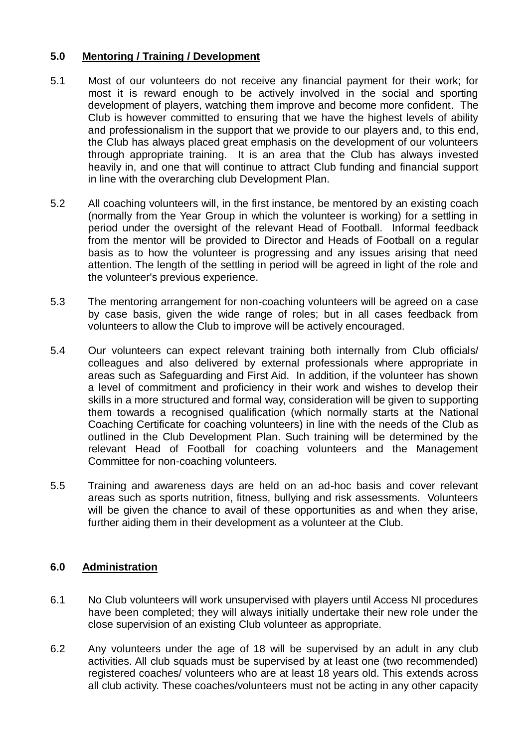## 5.0 Mentoring / Training / Development

5.1 Most of our volunteers do not receive any financial payment for their work; for most it is reward enough to be actively involved in the social and sporting development of players, watching them improve and become more confident. The Club is however committed to ensuring that we have the highest levels of ability and professionalism in the support that we provide to our players and, to this end, the Club has always placed great emphasis on the development of our volunteers through appropriate training. It is an area that the Club has always invested heavily in, and one that will continue to attract Club funding and financial support in line with the overarching club Development Plan.

5.2 All coaching volunteers will, in the first instance, be mentored by an existing coach (normally from the Year Group in which the volunteer is working) for a settling in period under the oversight of the relevant Head of Football. Informal feedback from the mentor will be provided to Director and Heads of Football on a regular basis as to how the volunteer is progressing and any issues arising that need attention. The length of the settling in period will be agreed in light of the role and the volunteer's previous experience.

5.3 The mentoring arrangement for non-coaching volunteers will be agreed on a case by case basis, given the wide range of roles; but in all cases feedback from volunteers to allow the Club to improve will be actively encouraged.

5.4 Our volunteers can expect relevant training both internally from Club officials/ colleagues and also delivered by external professionals where appropriate in areas such as Safeguarding and First Aid. In addition, if the volunteer has shown a level of commitment and proficiency in their work and wishes to develop their skills in a more structured and formal way, consideration will be given to supporting them towards a recognised qualification (which normally starts at the National Coaching Certificate for coaching volunteers) in line with the needs of the Club as outlined in the Club Development Plan. Such training will be determined by the relevant Head of Football for coaching volunteers and the Management Committee for non-coaching volunteers.

5.5 Training and awareness days are held on an ad-hoc basis and cover relevant areas such as sports nutrition, fitness, bullying and risk assessments. Volunteers will be given the chance to avail of these opportunities as and when they arise, further aiding them in their development as a volunteer at the Club.

## 6.0 Administration

6.1 No Club volunteers will work unsupervised with players until Access NI procedures have been completed; they will always initially undertake their new role under the close supervision of an existing Club volunteer as appropriate.

6.2 Any volunteers under the age of 18 will be supervised by an adult in any club activities. All club squads must be supervised by at least one (two recommended) registered coaches/ volunteers who are at least 18 years old. This extends across all club activity. These coaches/volunteers must not be acting in any other capacity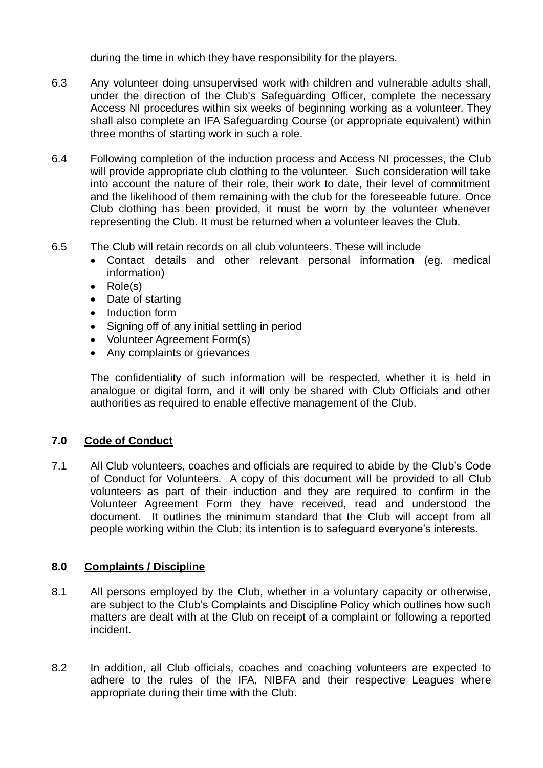during the time in which they have responsibility for the players.

6.3 Any volunteer doing unsupervised work with children and vulnerable adults shall, under the direction of the Club's Safeguarding Officer, complete the necessary Access NI procedures within six weeks of beginning working as a volunteer. They shall also complete an IFA Safeguarding Course (or appropriate equivalent) within three months of starting work in such a role.

6.4 Following completion of the induction process and Access NI processes, the Club will provide appropriate club clothing to the volunteer. Such consideration will take into account the nature of their role, their work to date, their level of commitment and the likelihood of them remaining with the club for the foreseeable future. Once Club clothing has been provided, it must be worn by the volunteer whenever representing the Club. It must be returned when a volunteer leaves the Club.

6.5 The Club will retain records on all club volunteers. These will include

- Contact details and other relevant personal information (eg. medical information)
- Role(s)
- Date of starting
- Induction form
- Signing off of any initial settling in period
- Volunteer Agreement Form(s)
- Any complaints or grievances

The confidentiality of such information will be respected, whether it is held in analogue or digital form, and it will only be shared with Club Officials and other authorities as required to enable effective management of the Club.

## 7.0 Code of Conduct

7.1 All Club volunteers, coaches and officials are required to abide by the Club's Code of Conduct for Volunteers. A copy of this document will be provided to all Club volunteers as part of their induction and they are required to confirm in the Volunteer Agreement Form they have received, read and understood the document. It outlines the minimum standard that the Club will accept from all people working within the Club; its intention is to safeguard everyone's interests.

## 8.0 Complaints / Discipline

8.1 All persons employed by the Club, whether in a voluntary capacity or otherwise, are subject to the Club's Complaints and Discipline Policy which outlines how such matters are dealt with at the Club on receipt of a complaint or following a reported incident.

8.2 In addition, all Club officials, coaches and coaching volunteers are expected to adhere to the rules of the IFA, NIBFA and their respective Leagues where appropriate during their time with the Club.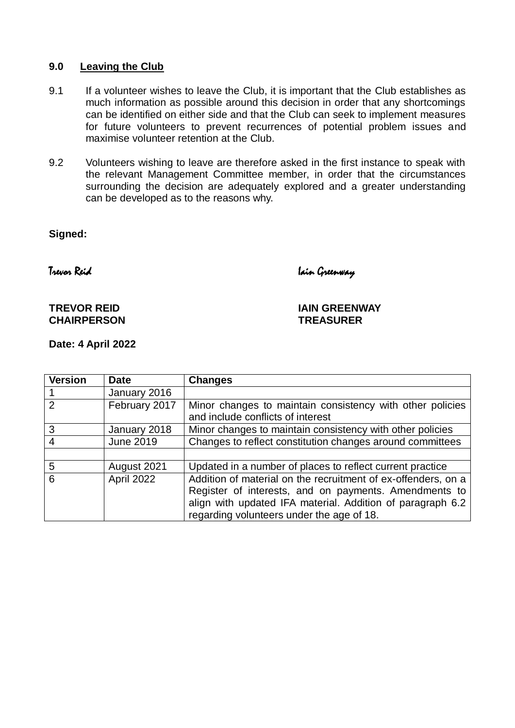## 9.0 Leaving the Club

9.1 If a volunteer wishes to leave the Club, it is important that the Club establishes as much information as possible around this decision in order that any shortcomings can be identified on either side and that the Club can seek to implement measures for future volunteers to prevent recurrences of potential problem issues and maximise volunteer retention at the Club.

9.2 Volunteers wishing to leave are therefore asked in the first instance to speak with the relevant Management Committee member, in order that the circumstances surrounding the decision are adequately explored and a greater understanding can be developed as to the reasons why.

**Signed:**

*Trevor Reid* *Iain Greenway*

**TREVOR REID**
**CHAIRPERSON**

**IAIN GREENWAY**
**TREASURER**

**Date: 4 April 2022**

| Version | Date | Changes |
|---|---|---|
| 1 | January 2016 | |
| 2 | February 2017 | Minor changes to maintain consistency with other policies and include conflicts of interest |
| 3 | January 2018 | Minor changes to maintain consistency with other policies |
| 4 | June 2019 | Changes to reflect constitution changes around committees |
| | | |
| 5 | August 2021 | Updated in a number of places to reflect current practice |
| 6 | April 2022 | Addition of material on the recruitment of ex-offenders, on a Register of interests, and on payments. Amendments to align with updated IFA material. Addition of paragraph 6.2 regarding volunteers under the age of 18. |